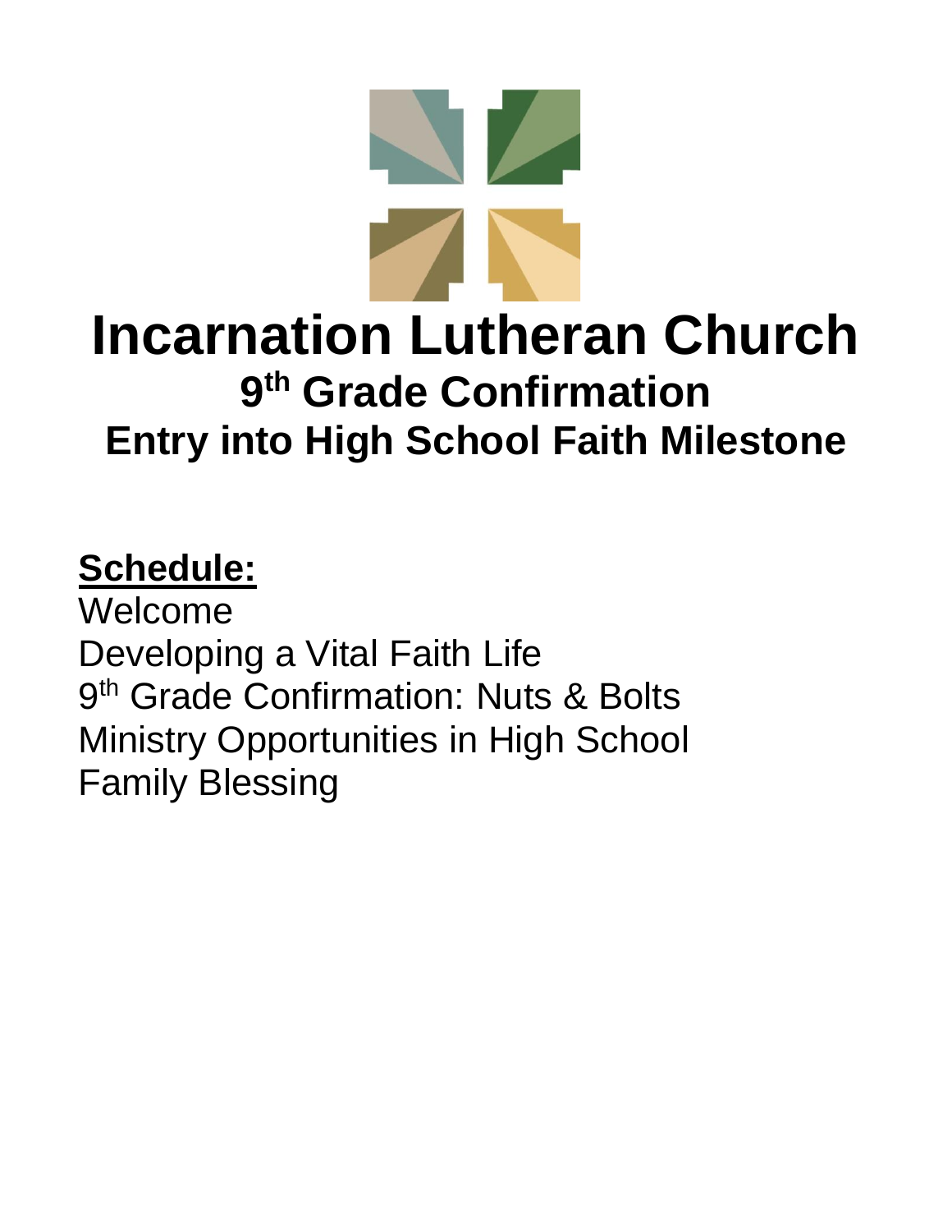# Incarnation Lutheran Church

## 9th Grade Confirmation

## Entry into High School Faith Milestone

**Schedule:**

Welcome
Developing a Vital Faith Life
9th Grade Confirmation: Nuts & Bolts
Ministry Opportunities in High School
Family Blessing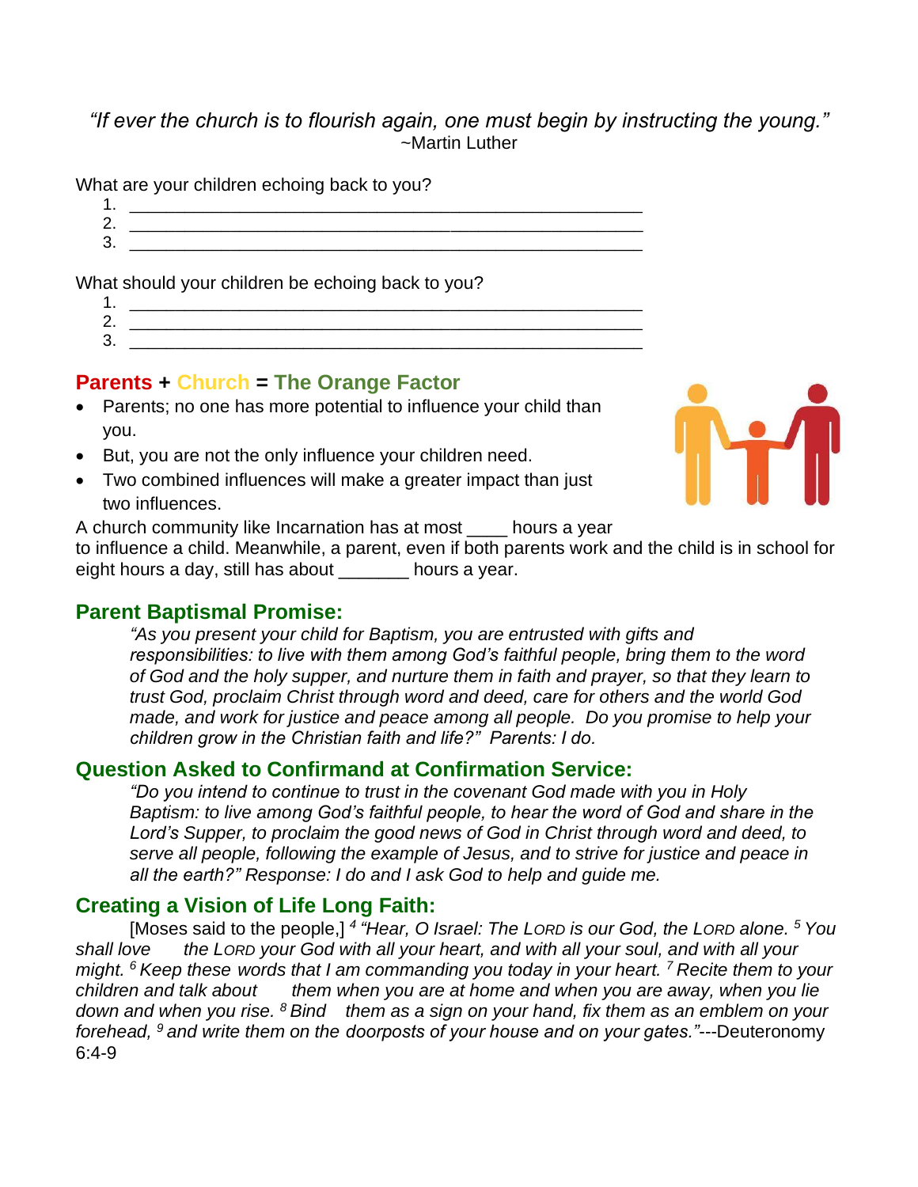*"If ever the church is to flourish again, one must begin by instructing the young."*
~Martin Luther

What are your children echoing back to you?

1. ________________________________________________
2. ________________________________________________
3. ________________________________________________

What should your children be echoing back to you?

1. ________________________________________________
2. ________________________________________________
3. ________________________________________________

## Parents + Church = The Orange Factor

- Parents; no one has more potential to influence your child than you.
- But, you are not the only influence your children need.
- Two combined influences will make a greater impact than just two influences.

A church community like Incarnation has at most ____ hours a year to influence a child. Meanwhile, a parent, even if both parents work and the child is in school for eight hours a day, still has about _______ hours a year.

## Parent Baptismal Promise:

*"As you present your child for Baptism, you are entrusted with gifts and responsibilities: to live with them among God's faithful people, bring them to the word of God and the holy supper, and nurture them in faith and prayer, so that they learn to trust God, proclaim Christ through word and deed, care for others and the world God made, and work for justice and peace among all people. Do you promise to help your children grow in the Christian faith and life?" Parents: I do.*

## Question Asked to Confirmand at Confirmation Service:

*"Do you intend to continue to trust in the covenant God made with you in Holy Baptism: to live among God's faithful people, to hear the word of God and share in the Lord's Supper, to proclaim the good news of God in Christ through word and deed, to serve all people, following the example of Jesus, and to strive for justice and peace in all the earth?" Response: I do and I ask God to help and guide me.*

## Creating a Vision of Life Long Faith:

[Moses said to the people,] [4] *"Hear, O Israel: The LORD is our God, the LORD alone.* [5] *You shall love the LORD your God with all your heart, and with all your soul, and with all your might.* [6] *Keep these words that I am commanding you today in your heart.* [7] *Recite them to your children and talk about them when you are at home and when you are away, when you lie down and when you rise.* [8] *Bind them as a sign on your hand, fix them as an emblem on your forehead,* [9] *and write them on the doorposts of your house and on your gates."*---Deuteronomy 6:4-9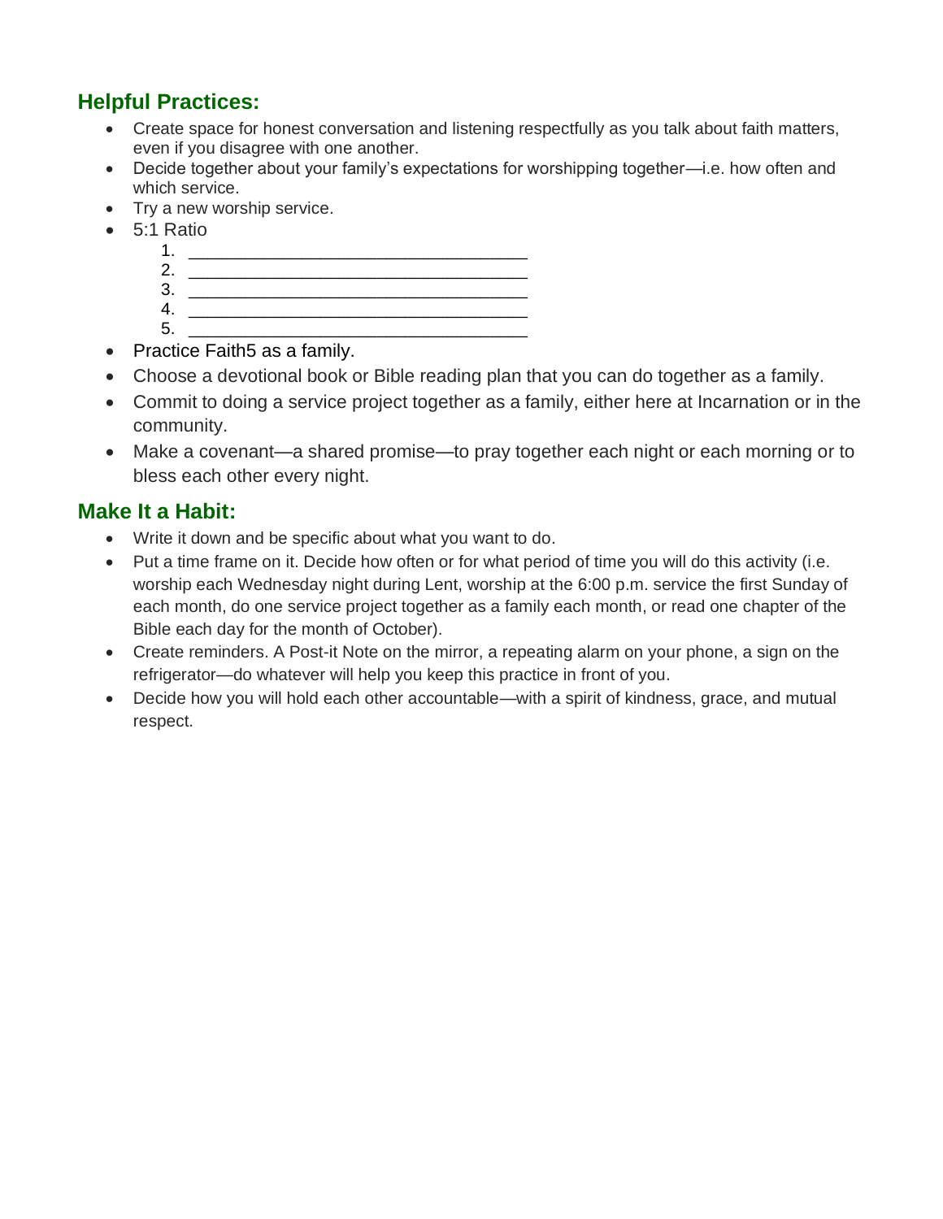## Helpful Practices:

- Create space for honest conversation and listening respectfully as you talk about faith matters, even if you disagree with one another.
- Decide together about your family's expectations for worshipping together—i.e. how often and which service.
- Try a new worship service.
- 5:1 Ratio
    1. ___________________________________
    2. ___________________________________
    3. ___________________________________
    4. ___________________________________
    5. ___________________________________
- Practice Faith5 as a family.
- Choose a devotional book or Bible reading plan that you can do together as a family.
- Commit to doing a service project together as a family, either here at Incarnation or in the community.
- Make a covenant—a shared promise—to pray together each night or each morning or to bless each other every night.

## Make It a Habit:

- Write it down and be specific about what you want to do.
- Put a time frame on it. Decide how often or for what period of time you will do this activity (i.e. worship each Wednesday night during Lent, worship at the 6:00 p.m. service the first Sunday of each month, do one service project together as a family each month, or read one chapter of the Bible each day for the month of October).
- Create reminders. A Post-it Note on the mirror, a repeating alarm on your phone, a sign on the refrigerator—do whatever will help you keep this practice in front of you.
- Decide how you will hold each other accountable—with a spirit of kindness, grace, and mutual respect.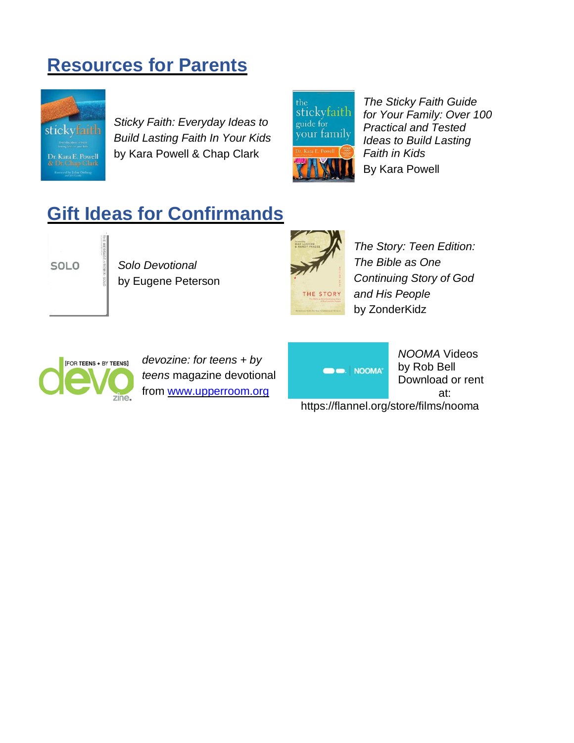## Resources for Parents

*Sticky Faith: Everyday Ideas to Build Lasting Faith In Your Kids* by Kara Powell & Chap Clark

*The Sticky Faith Guide for Your Family: Over 100 Practical and Tested Ideas to Build Lasting Faith in Kids*
By Kara Powell

## Gift Ideas for Confirmands

*Solo Devotional*
by Eugene Peterson

*The Story: Teen Edition: The Bible as One Continuing Story of God and His People*
by ZonderKidz

*devozine: for teens + by teens* magazine devotional from [www.upperroom.org](http://www.upperroom.org)

*NOOMA* Videos
by Rob Bell
Download or rent at:
https://flannel.org/store/films/nooma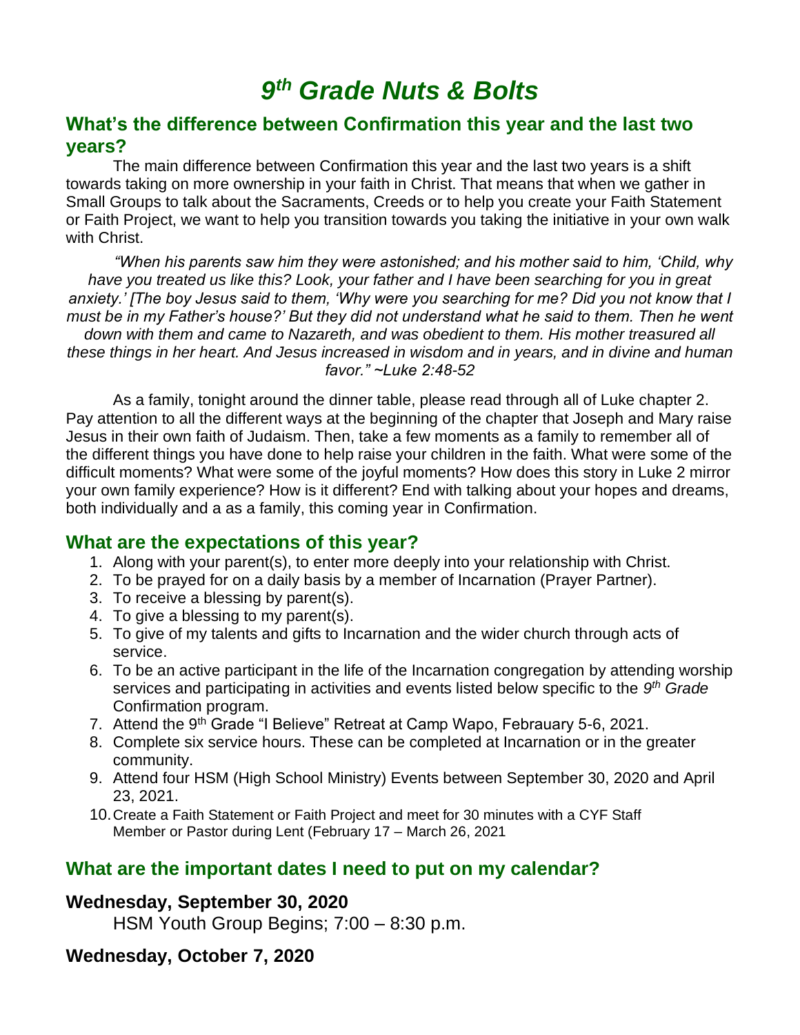# *9th Grade Nuts & Bolts*

## What's the difference between Confirmation this year and the last two years?

The main difference between Confirmation this year and the last two years is a shift towards taking on more ownership in your faith in Christ. That means that when we gather in Small Groups to talk about the Sacraments, Creeds or to help you create your Faith Statement or Faith Project, we want to help you transition towards you taking the initiative in your own walk with Christ.

*"When his parents saw him they were astonished; and his mother said to him, 'Child, why have you treated us like this? Look, your father and I have been searching for you in great anxiety.' [The boy Jesus said to them, 'Why were you searching for me? Did you not know that I must be in my Father's house?' But they did not understand what he said to them. Then he went down with them and came to Nazareth, and was obedient to them. His mother treasured all these things in her heart. And Jesus increased in wisdom and in years, and in divine and human favor." ~Luke 2:48-52*

As a family, tonight around the dinner table, please read through all of Luke chapter 2. Pay attention to all the different ways at the beginning of the chapter that Joseph and Mary raise Jesus in their own faith of Judaism. Then, take a few moments as a family to remember all of the different things you have done to help raise your children in the faith. What were some of the difficult moments? What were some of the joyful moments? How does this story in Luke 2 mirror your own family experience? How is it different? End with talking about your hopes and dreams, both individually and a as a family, this coming year in Confirmation.

## What are the expectations of this year?

1. Along with your parent(s), to enter more deeply into your relationship with Christ.
2. To be prayed for on a daily basis by a member of Incarnation (Prayer Partner).
3. To receive a blessing by parent(s).
4. To give a blessing to my parent(s).
5. To give of my talents and gifts to Incarnation and the wider church through acts of service.
6. To be an active participant in the life of the Incarnation congregation by attending worship services and participating in activities and events listed below specific to the *9th Grade* Confirmation program.
7. Attend the 9th Grade "I Believe" Retreat at Camp Wapo, Febrauary 5-6, 2021.
8. Complete six service hours. These can be completed at Incarnation or in the greater community.
9. Attend four HSM (High School Ministry) Events between September 30, 2020 and April 23, 2021.
10. Create a Faith Statement or Faith Project and meet for 30 minutes with a CYF Staff Member or Pastor during Lent (February 17 – March 26, 2021

## What are the important dates I need to put on my calendar?

### Wednesday, September 30, 2020

HSM Youth Group Begins; 7:00 – 8:30 p.m.

### Wednesday, October 7, 2020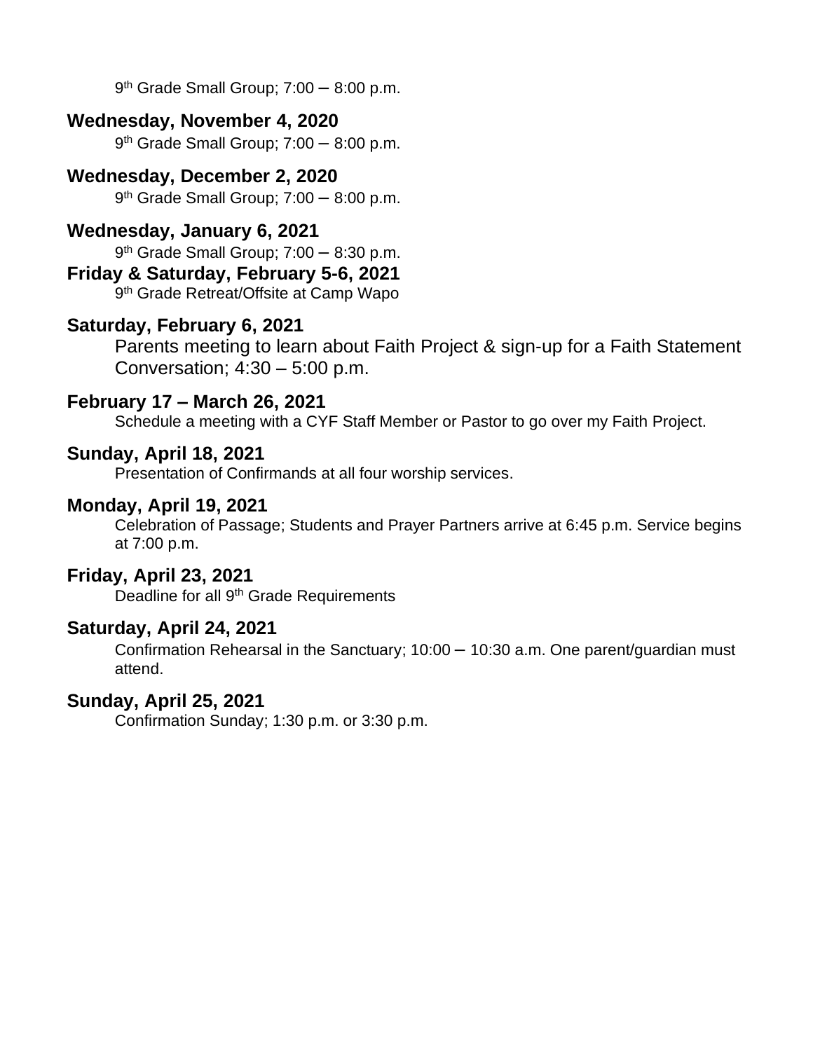9th Grade Small Group; 7:00 – 8:00 p.m.

**Wednesday, November 4, 2020**

9th Grade Small Group; 7:00 – 8:00 p.m.

**Wednesday, December 2, 2020**

9th Grade Small Group; 7:00 – 8:00 p.m.

**Wednesday, January 6, 2021**

9th Grade Small Group; 7:00 – 8:30 p.m.

**Friday & Saturday, February 5-6, 2021**

9th Grade Retreat/Offsite at Camp Wapo

**Saturday, February 6, 2021**

Parents meeting to learn about Faith Project & sign-up for a Faith Statement Conversation; 4:30 – 5:00 p.m.

**February 17 – March 26, 2021**

Schedule a meeting with a CYF Staff Member or Pastor to go over my Faith Project.

**Sunday, April 18, 2021**

Presentation of Confirmands at all four worship services.

**Monday, April 19, 2021**

Celebration of Passage; Students and Prayer Partners arrive at 6:45 p.m. Service begins at 7:00 p.m.

**Friday, April 23, 2021**

Deadline for all 9th Grade Requirements

**Saturday, April 24, 2021**

Confirmation Rehearsal in the Sanctuary; 10:00 – 10:30 a.m. One parent/guardian must attend.

**Sunday, April 25, 2021**

Confirmation Sunday; 1:30 p.m. or 3:30 p.m.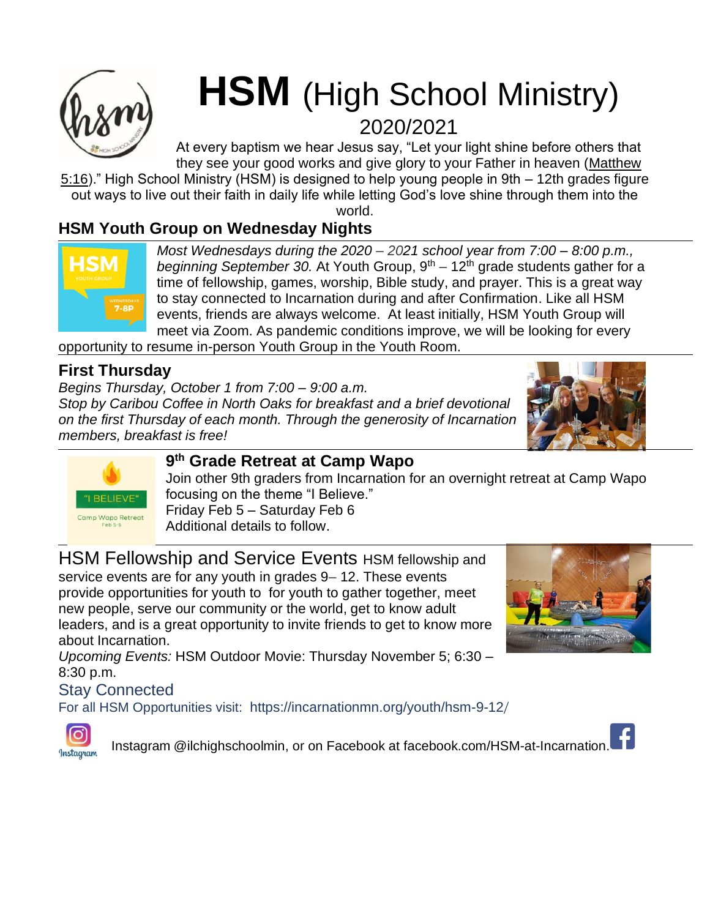# **HSM** (High School Ministry)

2020/2021

At every baptism we hear Jesus say, "Let your light shine before others that they see your good works and give glory to your Father in heaven (Matthew 5:16)." High School Ministry (HSM) is designed to help young people in 9th – 12th grades figure out ways to live out their faith in daily life while letting God's love shine through them into the world.

## HSM Youth Group on Wednesday Nights

*Most Wednesdays during the 2020 – 2021 school year from 7:00 – 8:00 p.m., beginning September 30.* At Youth Group, 9th – 12th grade students gather for a time of fellowship, games, worship, Bible study, and prayer. This is a great way to stay connected to Incarnation during and after Confirmation. Like all HSM events, friends are always welcome. At least initially, HSM Youth Group will meet via Zoom. As pandemic conditions improve, we will be looking for every opportunity to resume in-person Youth Group in the Youth Room.

## First Thursday

*Begins Thursday, October 1 from 7:00 – 9:00 a.m.*
*Stop by Caribou Coffee in North Oaks for breakfast and a brief devotional on the first Thursday of each month. Through the generosity of Incarnation members, breakfast is free!*

## 9th Grade Retreat at Camp Wapo

Join other 9th graders from Incarnation for an overnight retreat at Camp Wapo focusing on the theme "I Believe."
Friday Feb 5 – Saturday Feb 6
Additional details to follow.

## HSM Fellowship and Service Events

HSM fellowship and service events are for any youth in grades 9– 12. These events provide opportunities for youth to for youth to gather together, meet new people, serve our community or the world, get to know adult leaders, and is a great opportunity to invite friends to get to know more about Incarnation.

*Upcoming Events:* HSM Outdoor Movie: Thursday November 5; 6:30 – 8:30 p.m.

## Stay Connected

For all HSM Opportunities visit: https://incarnationmn.org/youth/hsm-9-12/

Instagram @ilchighschoolmin, or on Facebook at facebook.com/HSM-at-Incarnation.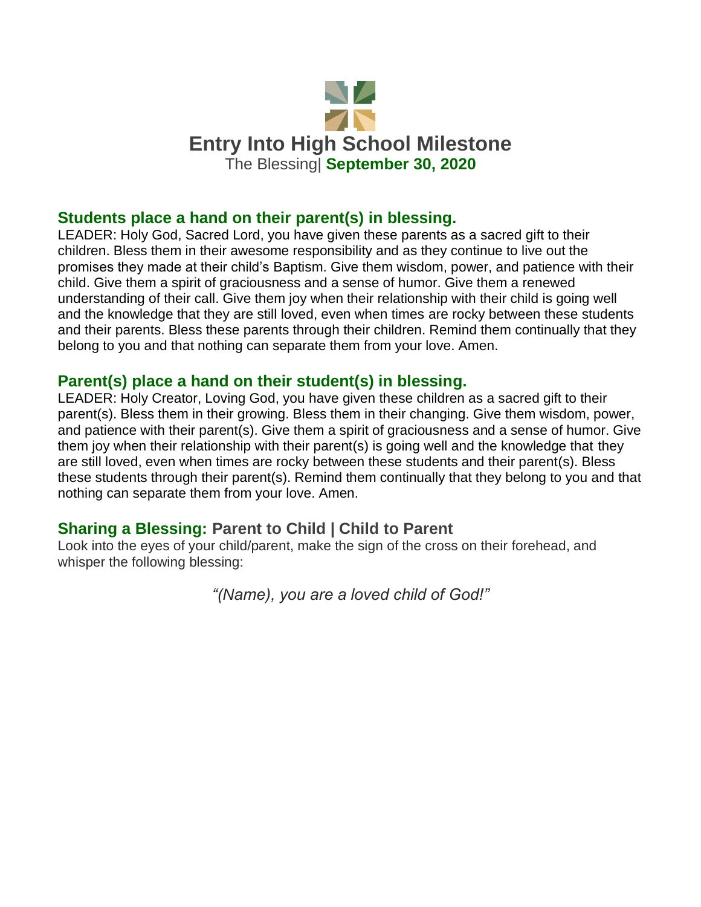# Entry Into High School Milestone

The Blessing| **September 30, 2020**

## Students place a hand on their parent(s) in blessing.

LEADER: Holy God, Sacred Lord, you have given these parents as a sacred gift to their children. Bless them in their awesome responsibility and as they continue to live out the promises they made at their child's Baptism. Give them wisdom, power, and patience with their child. Give them a spirit of graciousness and a sense of humor. Give them a renewed understanding of their call. Give them joy when their relationship with their child is going well and the knowledge that they are still loved, even when times are rocky between these students and their parents. Bless these parents through their children. Remind them continually that they belong to you and that nothing can separate them from your love. Amen.

## Parent(s) place a hand on their student(s) in blessing.

LEADER: Holy Creator, Loving God, you have given these children as a sacred gift to their parent(s). Bless them in their growing. Bless them in their changing. Give them wisdom, power, and patience with their parent(s). Give them a spirit of graciousness and a sense of humor. Give them joy when their relationship with their parent(s) is going well and the knowledge that they are still loved, even when times are rocky between these students and their parent(s). Bless these students through their parent(s). Remind them continually that they belong to you and that nothing can separate them from your love. Amen.

## Sharing a Blessing: Parent to Child | Child to Parent

Look into the eyes of your child/parent, make the sign of the cross on their forehead, and whisper the following blessing:

*"(Name), you are a loved child of God!"*